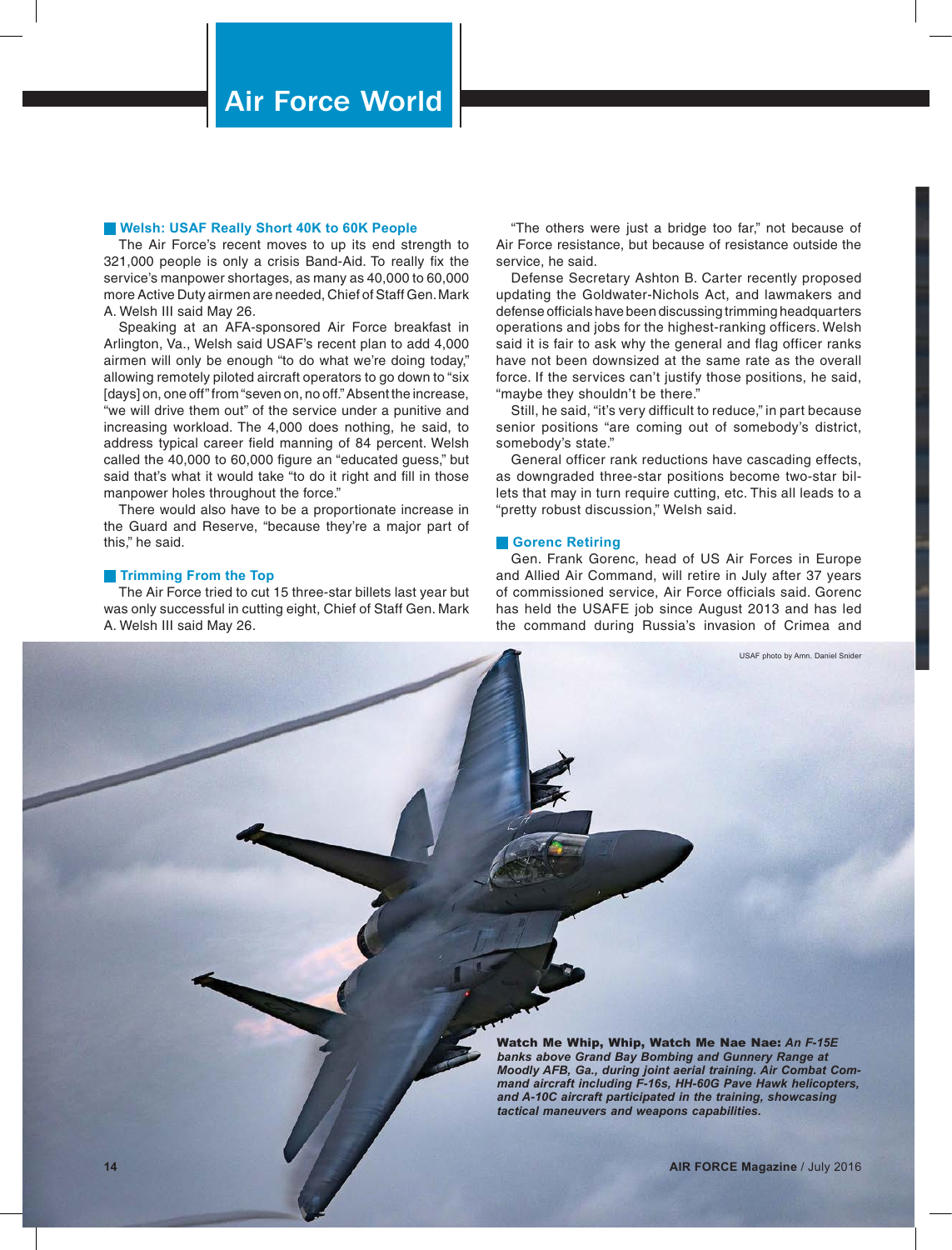# Air Force World

## Welsh: USAF Really Short 40K to 60K People

The Air Force's recent moves to up its end strength to 321,000 people is only a crisis Band-Aid. To really fix the service's manpower shortages, as many as 40,000 to 60,000 more Active Duty airmen are needed, Chief of Staff Gen. Mark A. Welsh III said May 26.

Speaking at an AFA-sponsored Air Force breakfast in Arlington, Va., Welsh said USAF's recent plan to add 4,000 airmen will only be enough "to do what we're doing today," allowing remotely piloted aircraft operators to go down to "six [days] on, one off" from "seven on, no off." Absent the increase, "we will drive them out" of the service under a punitive and increasing workload. The 4,000 does nothing, he said, to address typical career field manning of 84 percent. Welsh called the 40,000 to 60,000 figure an "educated guess," but said that's what it would take "to do it right and fill in those manpower holes throughout the force."

There would also have to be a proportionate increase in the Guard and Reserve, "because they're a major part of this," he said.

## Trimming From the Top

The Air Force tried to cut 15 three-star billets last year but was only successful in cutting eight, Chief of Staff Gen. Mark A. Welsh III said May 26.

"The others were just a bridge too far," not because of Air Force resistance, but because of resistance outside the service, he said.

Defense Secretary Ashton B. Carter recently proposed updating the Goldwater-Nichols Act, and lawmakers and defense officials have been discussing trimming headquarters operations and jobs for the highest-ranking officers. Welsh said it is fair to ask why the general and flag officer ranks have not been downsized at the same rate as the overall force. If the services can't justify those positions, he said, "maybe they shouldn't be there."

Still, he said, "it's very difficult to reduce," in part because senior positions "are coming out of somebody's district, somebody's state."

General officer rank reductions have cascading effects, as downgraded three-star positions become two-star billets that may in turn require cutting, etc. This all leads to a "pretty robust discussion," Welsh said.

## Gorenc Retiring

Gen. Frank Gorenc, head of US Air Forces in Europe and Allied Air Command, will retire in July after 37 years of commissioned service, Air Force officials said. Gorenc has held the USAFE job since August 2013 and has led the command during Russia's invasion of Crimea and

USAF photo by Amn. Daniel Snider

**Watch Me Whip, Whip, Watch Me Nae Nae:** ***An F-15E banks above Grand Bay Bombing and Gunnery Range at Moodly AFB, Ga., during joint aerial training. Air Combat Command aircraft including F-16s, HH-60G Pave Hawk helicopters, and A-10C aircraft participated in the training, showcasing tactical maneuvers and weapons capabilities.***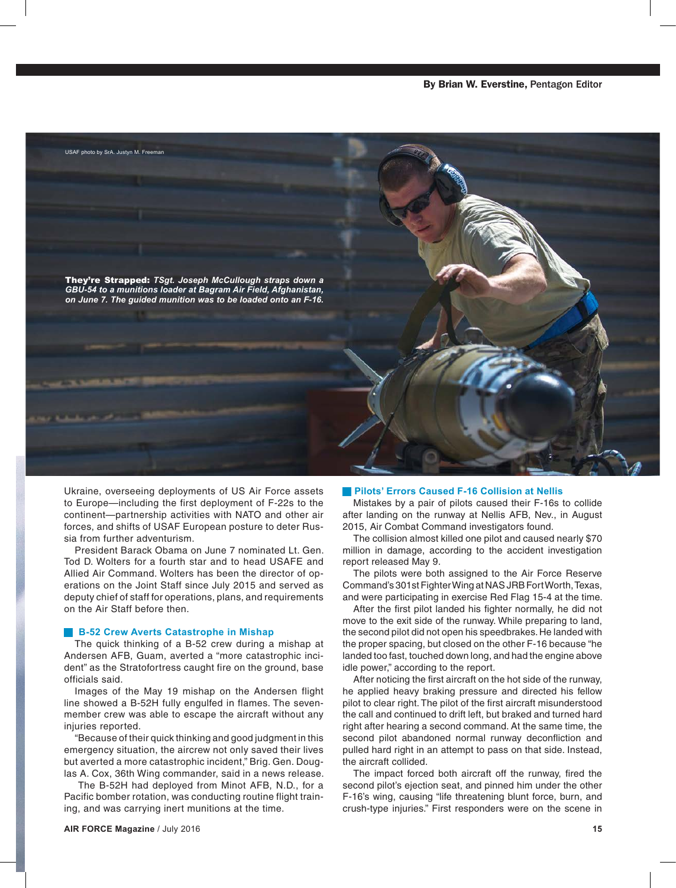By Brian W. Everstine, Pentagon Editor

USAF photo by SrA. Justyn M. Freeman

**They're Strapped:** *TSgt. Joseph McCullough straps down a GBU-54 to a munitions loader at Bagram Air Field, Afghanistan, on June 7. The guided munition was to be loaded onto an F-16.*

Ukraine, overseeing deployments of US Air Force assets to Europe—including the first deployment of F-22s to the continent—partnership activities with NATO and other air forces, and shifts of USAF European posture to deter Russia from further adventurism.

President Barack Obama on June 7 nominated Lt. Gen. Tod D. Wolters for a fourth star and to head USAFE and Allied Air Command. Wolters has been the director of operations on the Joint Staff since July 2015 and served as deputy chief of staff for operations, plans, and requirements on the Air Staff before then.

### B-52 Crew Averts Catastrophe in Mishap

The quick thinking of a B-52 crew during a mishap at Andersen AFB, Guam, averted a "more catastrophic incident" as the Stratofortress caught fire on the ground, base officials said.

Images of the May 19 mishap on the Andersen flight line showed a B-52H fully engulfed in flames. The seven-member crew was able to escape the aircraft without any injuries reported.

"Because of their quick thinking and good judgment in this emergency situation, the aircrew not only saved their lives but averted a more catastrophic incident," Brig. Gen. Douglas A. Cox, 36th Wing commander, said in a news release.

The B-52H had deployed from Minot AFB, N.D., for a Pacific bomber rotation, was conducting routine flight training, and was carrying inert munitions at the time.

### Pilots' Errors Caused F-16 Collision at Nellis

Mistakes by a pair of pilots caused their F-16s to collide after landing on the runway at Nellis AFB, Nev., in August 2015, Air Combat Command investigators found.

The collision almost killed one pilot and caused nearly $70 million in damage, according to the accident investigation report released May 9.

The pilots were both assigned to the Air Force Reserve Command's 301st Fighter Wing at NAS JRB Fort Worth, Texas, and were participating in exercise Red Flag 15-4 at the time.

After the first pilot landed his fighter normally, he did not move to the exit side of the runway. While preparing to land, the second pilot did not open his speedbrakes. He landed with the proper spacing, but closed on the other F-16 because "he landed too fast, touched down long, and had the engine above idle power," according to the report.

After noticing the first aircraft on the hot side of the runway, he applied heavy braking pressure and directed his fellow pilot to clear right. The pilot of the first aircraft misunderstood the call and continued to drift left, but braked and turned hard right after hearing a second command. At the same time, the second pilot abandoned normal runway deconfliction and pulled hard right in an attempt to pass on that side. Instead, the aircraft collided.

The impact forced both aircraft off the runway, fired the second pilot's ejection seat, and pinned him under the other F-16's wing, causing "life threatening blunt force, burn, and crush-type injuries." First responders were on the scene in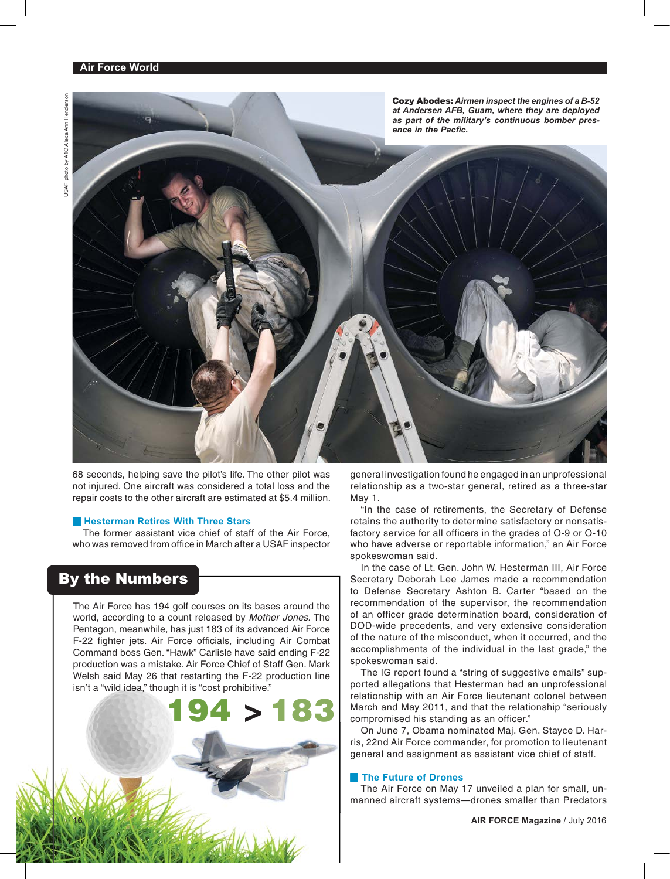**Cozy Abodes:** *Airmen inspect the engines of a B-52 at Andersen AFB, Guam, where they are deployed as part of the military's continuous bomber presence in the Pacfic.*

USAF photo by A1C Alexa Ann Henderson

68 seconds, helping save the pilot's life. The other pilot was not injured. One aircraft was considered a total loss and the repair costs to the other aircraft are estimated at $5.4 million.

### Hesterman Retires With Three Stars

The former assistant vice chief of staff of the Air Force, who was removed from office in March after a USAF inspector general investigation found he engaged in an unprofessional relationship as a two-star general, retired as a three-star May 1.

"In the case of retirements, the Secretary of Defense retains the authority to determine satisfactory or nonsatisfactory service for all officers in the grades of O-9 or O-10 who have adverse or reportable information," an Air Force spokeswoman said.

In the case of Lt. Gen. John W. Hesterman III, Air Force Secretary Deborah Lee James made a recommendation to Defense Secretary Ashton B. Carter "based on the recommendation of the supervisor, the recommendation of an officer grade determination board, consideration of DOD-wide precedents, and very extensive consideration of the nature of the misconduct, when it occurred, and the accomplishments of the individual in the last grade," the spokeswoman said.

The IG report found a "string of suggestive emails" supported allegations that Hesterman had an unprofessional relationship with an Air Force lieutenant colonel between March and May 2011, and that the relationship "seriously compromised his standing as an officer."

On June 7, Obama nominated Maj. Gen. Stayce D. Harris, 22nd Air Force commander, for promotion to lieutenant general and assignment as assistant vice chief of staff.

## By the Numbers

The Air Force has 194 golf courses on its bases around the world, according to a count released by *Mother Jones.* The Pentagon, meanwhile, has just 183 of its advanced Air Force F-22 fighter jets. Air Force officials, including Air Combat Command boss Gen. "Hawk" Carlisle have said ending F-22 production was a mistake. Air Force Chief of Staff Gen. Mark Welsh said May 26 that restarting the F-22 production line isn't a "wild idea," though it is "cost prohibitive."

**194 > 183**

### The Future of Drones

The Air Force on May 17 unveiled a plan for small, unmanned aircraft systems—drones smaller than Predators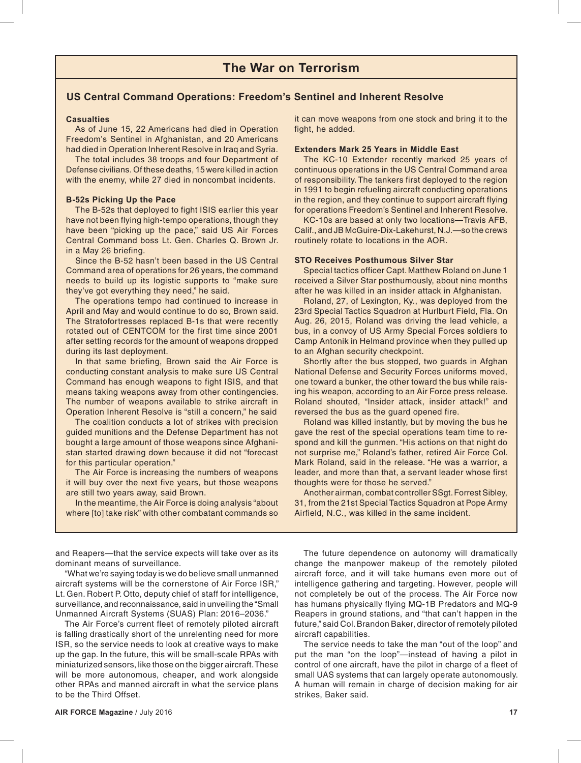## The War on Terrorism

### US Central Command Operations: Freedom's Sentinel and Inherent Resolve

**Casualties**

As of June 15, 22 Americans had died in Operation Freedom's Sentinel in Afghanistan, and 20 Americans had died in Operation Inherent Resolve in Iraq and Syria.

The total includes 38 troops and four Department of Defense civilians. Of these deaths, 15 were killed in action with the enemy, while 27 died in noncombat incidents.

**B-52s Picking Up the Pace**

The B-52s that deployed to fight ISIS earlier this year have not been flying high-tempo operations, though they have been "picking up the pace," said US Air Forces Central Command boss Lt. Gen. Charles Q. Brown Jr. in a May 26 briefing.

Since the B-52 hasn't been based in the US Central Command area of operations for 26 years, the command needs to build up its logistic supports to "make sure they've got everything they need," he said.

The operations tempo had continued to increase in April and May and would continue to do so, Brown said. The Stratofortresses replaced B-1s that were recently rotated out of CENTCOM for the first time since 2001 after setting records for the amount of weapons dropped during its last deployment.

In that same briefing, Brown said the Air Force is conducting constant analysis to make sure US Central Command has enough weapons to fight ISIS, and that means taking weapons away from other contingencies. The number of weapons available to strike aircraft in Operation Inherent Resolve is "still a concern," he said

The coalition conducts a lot of strikes with precision guided munitions and the Defense Department has not bought a large amount of those weapons since Afghanistan started drawing down because it did not "forecast for this particular operation."

The Air Force is increasing the numbers of weapons it will buy over the next five years, but those weapons are still two years away, said Brown.

In the meantime, the Air Force is doing analysis "about where [to] take risk" with other combatant commands so it can move weapons from one stock and bring it to the fight, he added.

**Extenders Mark 25 Years in Middle East**

The KC-10 Extender recently marked 25 years of continuous operations in the US Central Command area of responsibility. The tankers first deployed to the region in 1991 to begin refueling aircraft conducting operations in the region, and they continue to support aircraft flying for operations Freedom's Sentinel and Inherent Resolve.

KC-10s are based at only two locations—Travis AFB, Calif., and JB McGuire-Dix-Lakehurst, N.J.—so the crews routinely rotate to locations in the AOR.

**STO Receives Posthumous Silver Star**

Special tactics officer Capt. Matthew Roland on June 1 received a Silver Star posthumously, about nine months after he was killed in an insider attack in Afghanistan.

Roland, 27, of Lexington, Ky., was deployed from the 23rd Special Tactics Squadron at Hurlburt Field, Fla. On Aug. 26, 2015, Roland was driving the lead vehicle, a bus, in a convoy of US Army Special Forces soldiers to Camp Antonik in Helmand province when they pulled up to an Afghan security checkpoint.

Shortly after the bus stopped, two guards in Afghan National Defense and Security Forces uniforms moved, one toward a bunker, the other toward the bus while raising his weapon, according to an Air Force press release. Roland shouted, "Insider attack, insider attack!" and reversed the bus as the guard opened fire.

Roland was killed instantly, but by moving the bus he gave the rest of the special operations team time to respond and kill the gunmen. "His actions on that night do not surprise me," Roland's father, retired Air Force Col. Mark Roland, said in the release. "He was a warrior, a leader, and more than that, a servant leader whose first thoughts were for those he served."

Another airman, combat controller SSgt. Forrest Sibley, 31, from the 21st Special Tactics Squadron at Pope Army Airfield, N.C., was killed in the same incident.

---

and Reapers—that the service expects will take over as its dominant means of surveillance.

"What we're saying today is we do believe small unmanned aircraft systems will be the cornerstone of Air Force ISR," Lt. Gen. Robert P. Otto, deputy chief of staff for intelligence, surveillance, and reconnaissance, said in unveiling the "Small Unmanned Aircraft Systems (SUAS) Plan: 2016–2036."

The Air Force's current fleet of remotely piloted aircraft is falling drastically short of the unrelenting need for more ISR, so the service needs to look at creative ways to make up the gap. In the future, this will be small-scale RPAs with miniaturized sensors, like those on the bigger aircraft. These will be more autonomous, cheaper, and work alongside other RPAs and manned aircraft in what the service plans to be the Third Offset.

The future dependence on autonomy will dramatically change the manpower makeup of the remotely piloted aircraft force, and it will take humans even more out of intelligence gathering and targeting. However, people will not completely be out of the process. The Air Force now has humans physically flying MQ-1B Predators and MQ-9 Reapers in ground stations, and "that can't happen in the future," said Col. Brandon Baker, director of remotely piloted aircraft capabilities.

The service needs to take the man "out of the loop" and put the man "on the loop"—instead of having a pilot in control of one aircraft, have the pilot in charge of a fleet of small UAS systems that can largely operate autonomously. A human will remain in charge of decision making for air strikes, Baker said.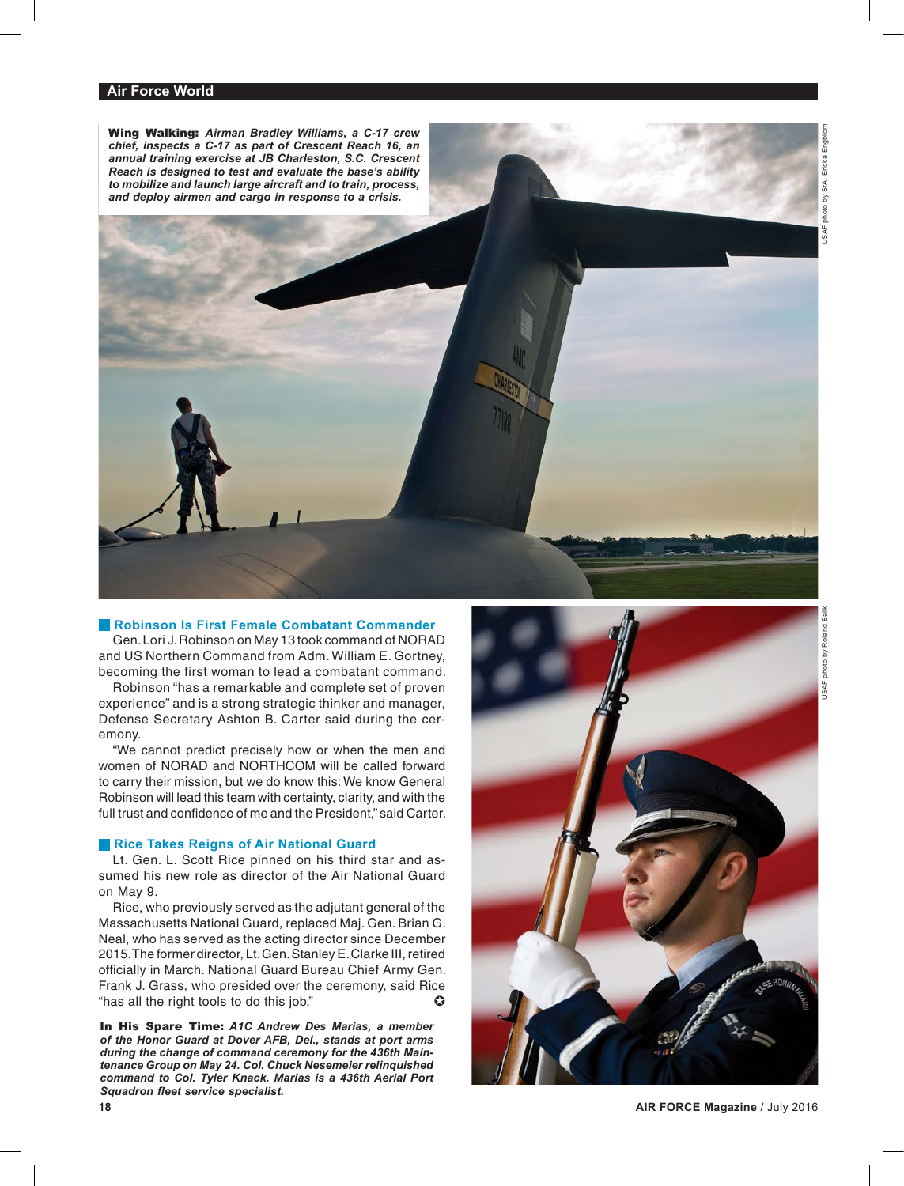**Wing Walking:** *Airman Bradley Williams, a C-17 crew chief, inspects a C-17 as part of Crescent Reach 16, an annual training exercise at JB Charleston, S.C. Crescent Reach is designed to test and evaluate the base's ability to mobilize and launch large aircraft and to train, process, and deploy airmen and cargo in response to a crisis.*

USAF photo by SrA. Ericka Engblom

## Robinson Is First Female Combatant Commander

Gen. Lori J. Robinson on May 13 took command of NORAD and US Northern Command from Adm. William E. Gortney, becoming the first woman to lead a combatant command.

Robinson "has a remarkable and complete set of proven experience" and is a strong strategic thinker and manager, Defense Secretary Ashton B. Carter said during the ceremony.

"We cannot predict precisely how or when the men and women of NORAD and NORTHCOM will be called forward to carry their mission, but we do know this: We know General Robinson will lead this team with certainty, clarity, and with the full trust and confidence of me and the President," said Carter.

## Rice Takes Reigns of Air National Guard

Lt. Gen. L. Scott Rice pinned on his third star and assumed his new role as director of the Air National Guard on May 9.

Rice, who previously served as the adjutant general of the Massachusetts National Guard, replaced Maj. Gen. Brian G. Neal, who has served as the acting director since December 2015. The former director, Lt. Gen. Stanley E. Clarke III, retired officially in March. National Guard Bureau Chief Army Gen. Frank J. Grass, who presided over the ceremony, said Rice "has all the right tools to do this job." ✪

**In His Spare Time:** *A1C Andrew Des Marias, a member of the Honor Guard at Dover AFB, Del., stands at port arms during the change of command ceremony for the 436th Maintenance Group on May 24. Col. Chuck Nesemeier relinquished command to Col. Tyler Knack. Marias is a 436th Aerial Port Squadron fleet service specialist.*

USAF photo by Roland Balik